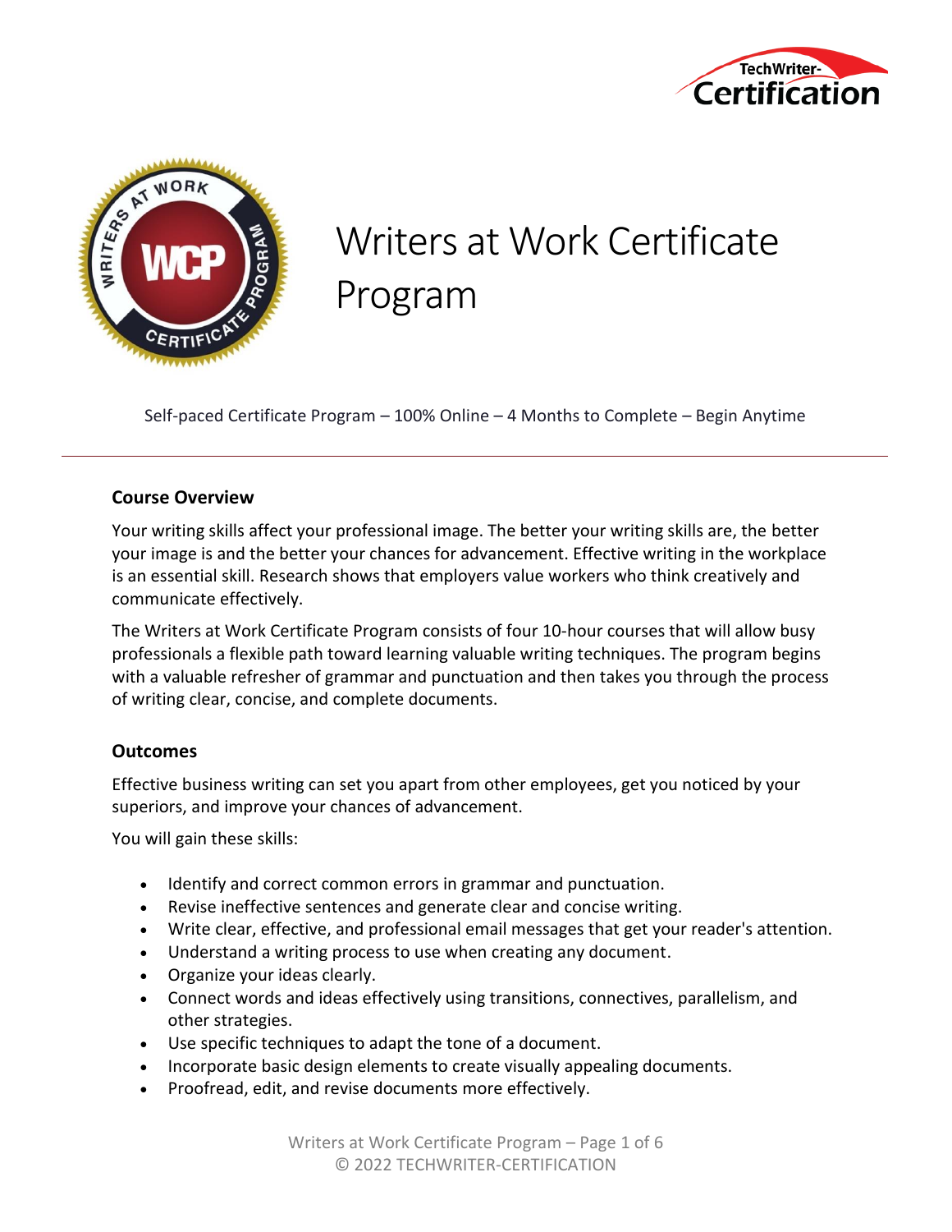# Writers at Work Certificate Program

Self-paced Certificate Program – 100% Online – 4 Months to Complete – Begin Anytime

---

## Course Overview

Your writing skills affect your professional image. The better your writing skills are, the better your image is and the better your chances for advancement. Effective writing in the workplace is an essential skill. Research shows that employers value workers who think creatively and communicate effectively.

The Writers at Work Certificate Program consists of four 10-hour courses that will allow busy professionals a flexible path toward learning valuable writing techniques. The program begins with a valuable refresher of grammar and punctuation and then takes you through the process of writing clear, concise, and complete documents.

## Outcomes

Effective business writing can set you apart from other employees, get you noticed by your superiors, and improve your chances of advancement.

You will gain these skills:

- Identify and correct common errors in grammar and punctuation.
- Revise ineffective sentences and generate clear and concise writing.
- Write clear, effective, and professional email messages that get your reader's attention.
- Understand a writing process to use when creating any document.
- Organize your ideas clearly.
- Connect words and ideas effectively using transitions, connectives, parallelism, and other strategies.
- Use specific techniques to adapt the tone of a document.
- Incorporate basic design elements to create visually appealing documents.
- Proofread, edit, and revise documents more effectively.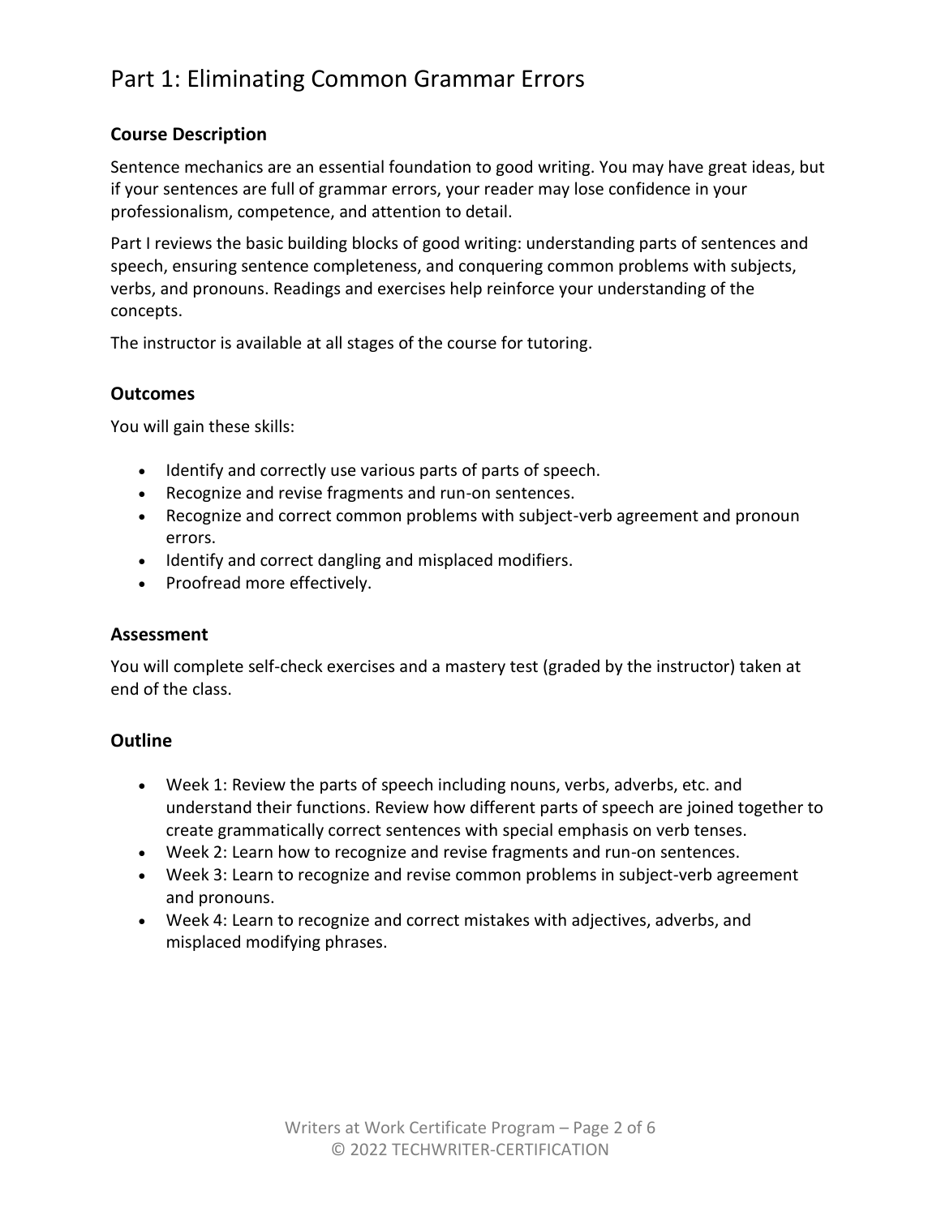# Part 1: Eliminating Common Grammar Errors

## Course Description

Sentence mechanics are an essential foundation to good writing. You may have great ideas, but if your sentences are full of grammar errors, your reader may lose confidence in your professionalism, competence, and attention to detail.

Part I reviews the basic building blocks of good writing: understanding parts of sentences and speech, ensuring sentence completeness, and conquering common problems with subjects, verbs, and pronouns. Readings and exercises help reinforce your understanding of the concepts.

The instructor is available at all stages of the course for tutoring.

## Outcomes

You will gain these skills:

- Identify and correctly use various parts of parts of speech.
- Recognize and revise fragments and run-on sentences.
- Recognize and correct common problems with subject-verb agreement and pronoun errors.
- Identify and correct dangling and misplaced modifiers.
- Proofread more effectively.

## Assessment

You will complete self-check exercises and a mastery test (graded by the instructor) taken at end of the class.

## Outline

- Week 1: Review the parts of speech including nouns, verbs, adverbs, etc. and understand their functions. Review how different parts of speech are joined together to create grammatically correct sentences with special emphasis on verb tenses.
- Week 2: Learn how to recognize and revise fragments and run-on sentences.
- Week 3: Learn to recognize and revise common problems in subject-verb agreement and pronouns.
- Week 4: Learn to recognize and correct mistakes with adjectives, adverbs, and misplaced modifying phrases.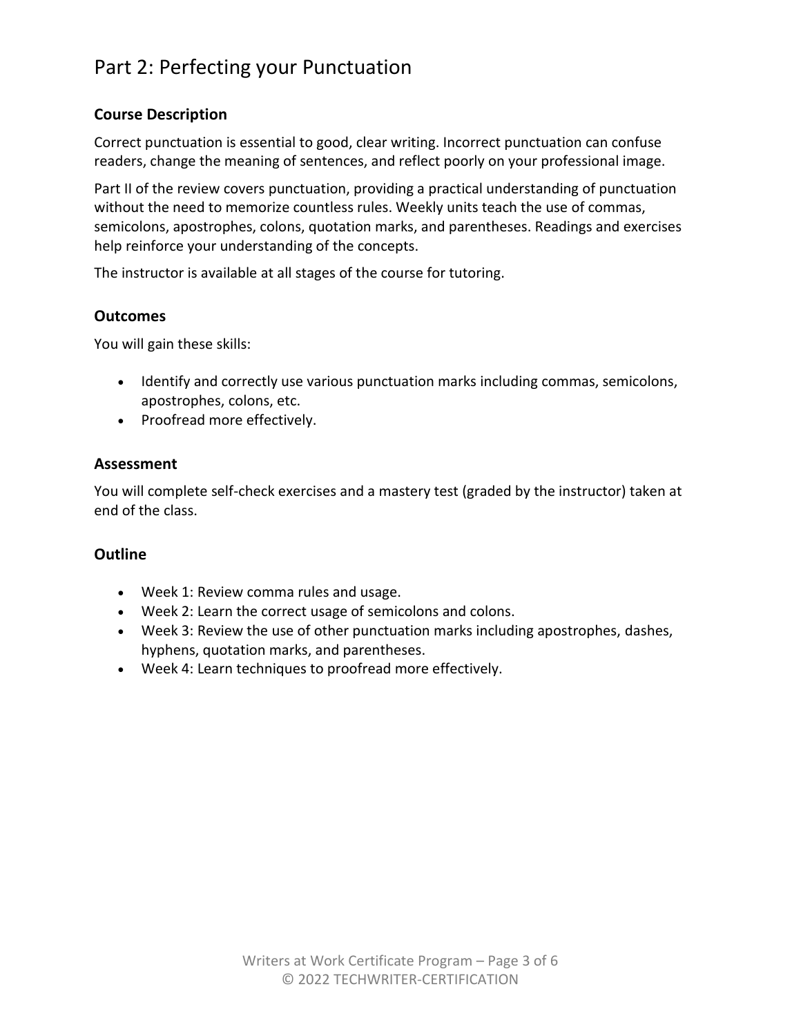# Part 2: Perfecting your Punctuation

## Course Description

Correct punctuation is essential to good, clear writing. Incorrect punctuation can confuse readers, change the meaning of sentences, and reflect poorly on your professional image.

Part II of the review covers punctuation, providing a practical understanding of punctuation without the need to memorize countless rules. Weekly units teach the use of commas, semicolons, apostrophes, colons, quotation marks, and parentheses. Readings and exercises help reinforce your understanding of the concepts.

The instructor is available at all stages of the course for tutoring.

## Outcomes

You will gain these skills:

- Identify and correctly use various punctuation marks including commas, semicolons, apostrophes, colons, etc.
- Proofread more effectively.

## Assessment

You will complete self-check exercises and a mastery test (graded by the instructor) taken at end of the class.

## Outline

- Week 1: Review comma rules and usage.
- Week 2: Learn the correct usage of semicolons and colons.
- Week 3: Review the use of other punctuation marks including apostrophes, dashes, hyphens, quotation marks, and parentheses.
- Week 4: Learn techniques to proofread more effectively.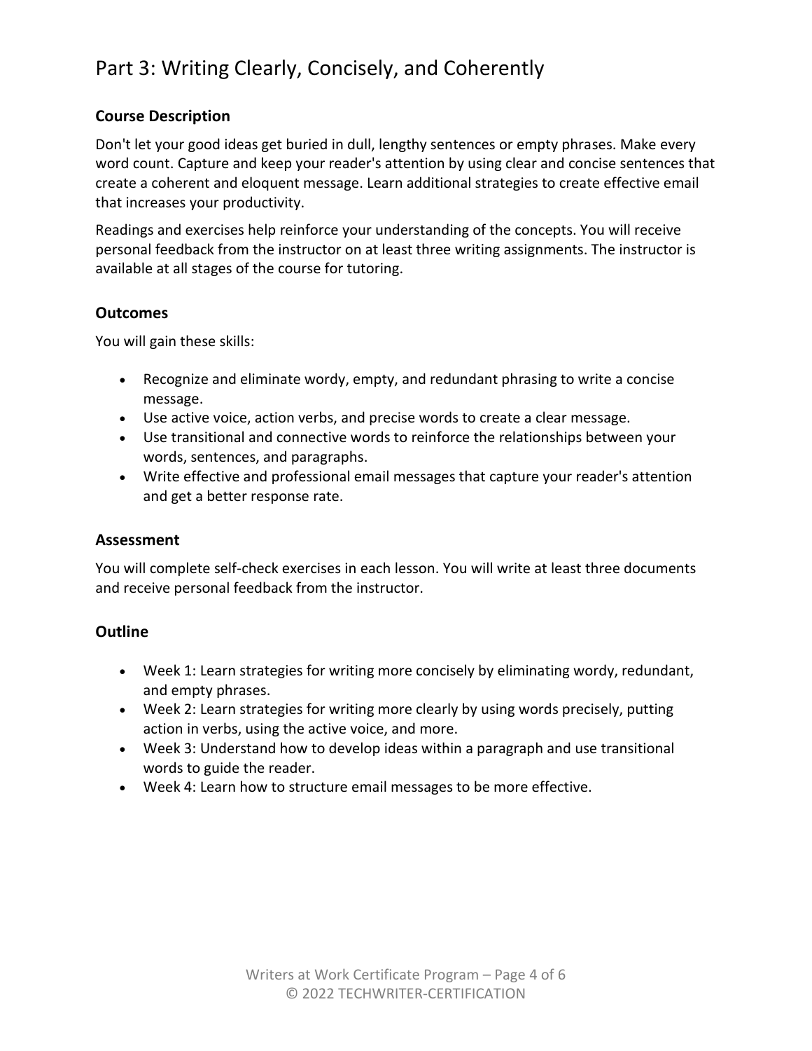# Part 3: Writing Clearly, Concisely, and Coherently

### Course Description

Don't let your good ideas get buried in dull, lengthy sentences or empty phrases. Make every word count. Capture and keep your reader's attention by using clear and concise sentences that create a coherent and eloquent message. Learn additional strategies to create effective email that increases your productivity.

Readings and exercises help reinforce your understanding of the concepts. You will receive personal feedback from the instructor on at least three writing assignments. The instructor is available at all stages of the course for tutoring.

### Outcomes

You will gain these skills:

- Recognize and eliminate wordy, empty, and redundant phrasing to write a concise message.
- Use active voice, action verbs, and precise words to create a clear message.
- Use transitional and connective words to reinforce the relationships between your words, sentences, and paragraphs.
- Write effective and professional email messages that capture your reader's attention and get a better response rate.

### Assessment

You will complete self-check exercises in each lesson. You will write at least three documents and receive personal feedback from the instructor.

### Outline

- Week 1: Learn strategies for writing more concisely by eliminating wordy, redundant, and empty phrases.
- Week 2: Learn strategies for writing more clearly by using words precisely, putting action in verbs, using the active voice, and more.
- Week 3: Understand how to develop ideas within a paragraph and use transitional words to guide the reader.
- Week 4: Learn how to structure email messages to be more effective.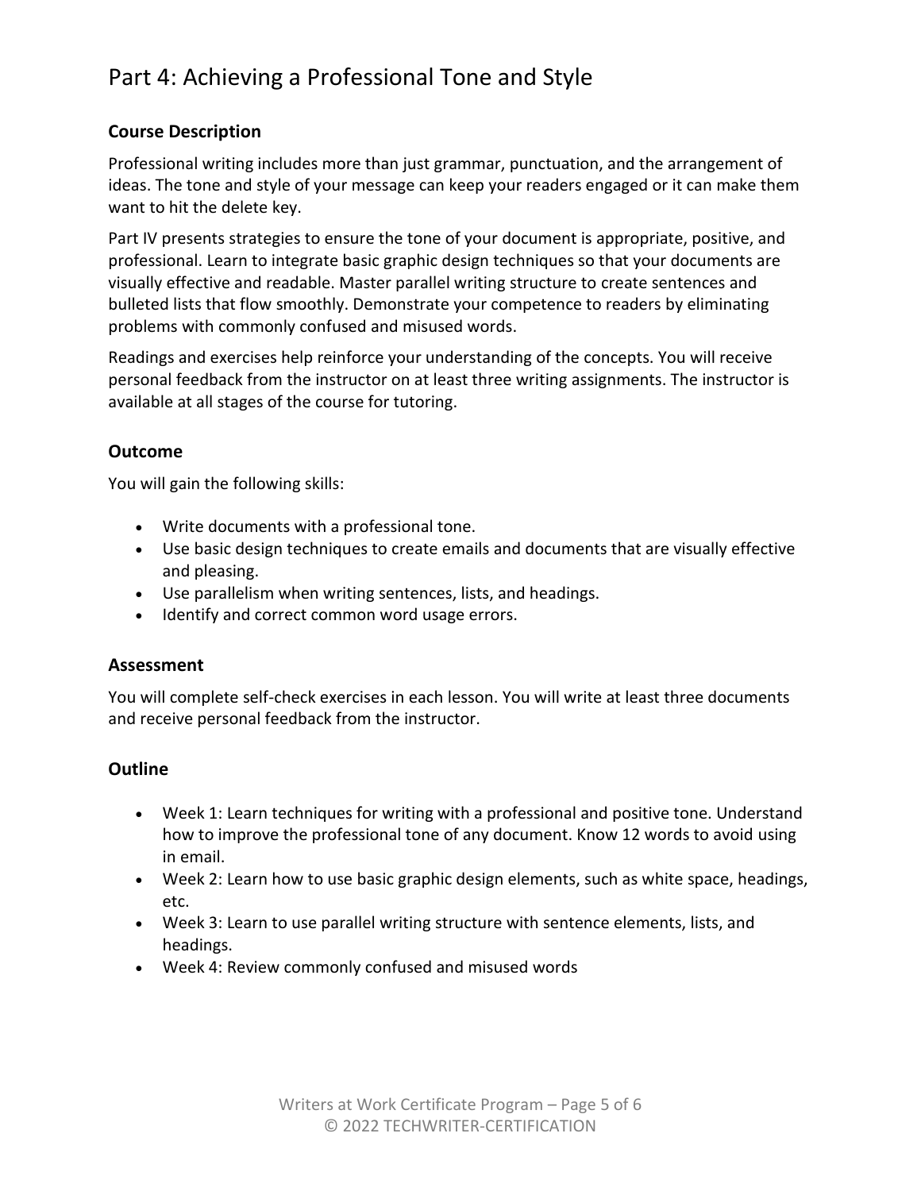## Part 4: Achieving a Professional Tone and Style

### Course Description

Professional writing includes more than just grammar, punctuation, and the arrangement of ideas. The tone and style of your message can keep your readers engaged or it can make them want to hit the delete key.

Part IV presents strategies to ensure the tone of your document is appropriate, positive, and professional. Learn to integrate basic graphic design techniques so that your documents are visually effective and readable. Master parallel writing structure to create sentences and bulleted lists that flow smoothly. Demonstrate your competence to readers by eliminating problems with commonly confused and misused words.

Readings and exercises help reinforce your understanding of the concepts. You will receive personal feedback from the instructor on at least three writing assignments. The instructor is available at all stages of the course for tutoring.

### Outcome

You will gain the following skills:

- Write documents with a professional tone.
- Use basic design techniques to create emails and documents that are visually effective and pleasing.
- Use parallelism when writing sentences, lists, and headings.
- Identify and correct common word usage errors.

### Assessment

You will complete self-check exercises in each lesson. You will write at least three documents and receive personal feedback from the instructor.

### Outline

- Week 1: Learn techniques for writing with a professional and positive tone. Understand how to improve the professional tone of any document. Know 12 words to avoid using in email.
- Week 2: Learn how to use basic graphic design elements, such as white space, headings, etc.
- Week 3: Learn to use parallel writing structure with sentence elements, lists, and headings.
- Week 4: Review commonly confused and misused words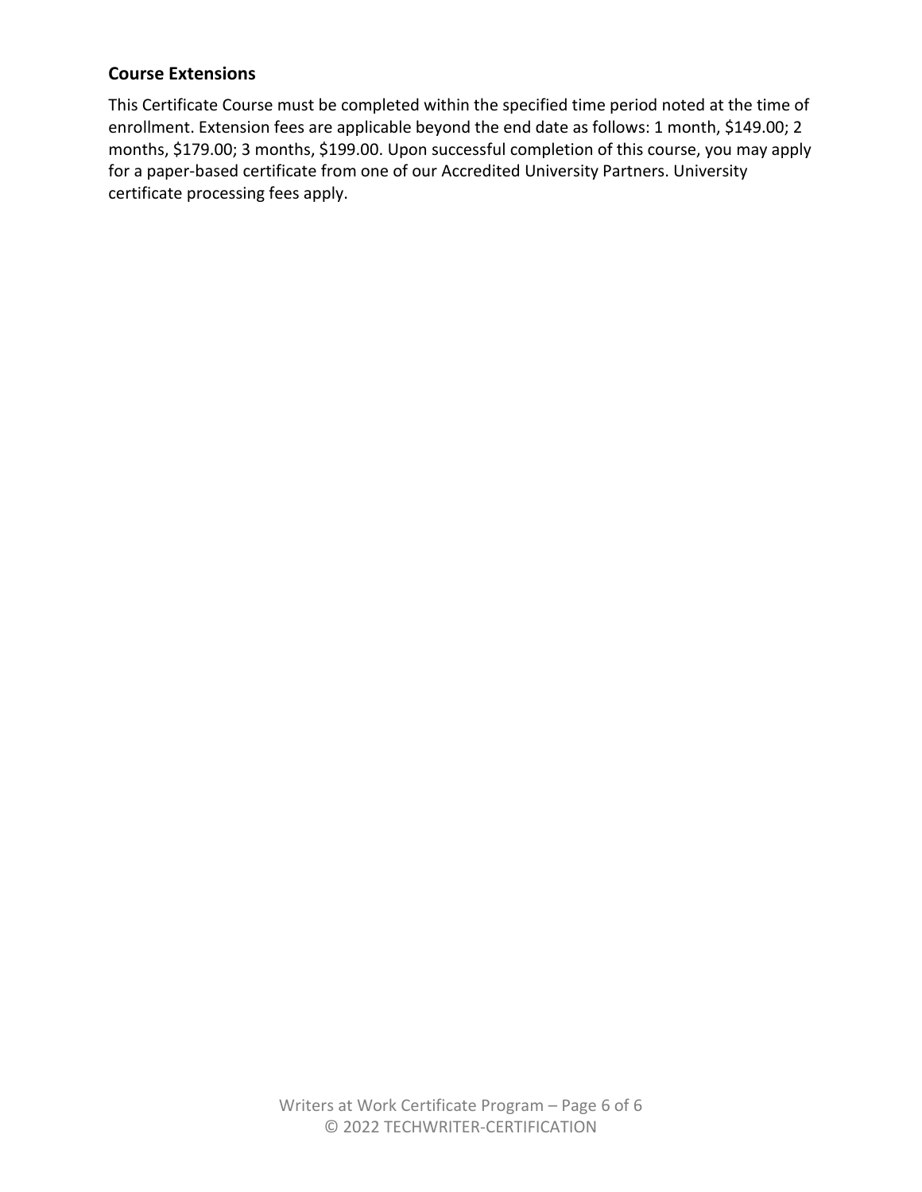### Course Extensions

This Certificate Course must be completed within the specified time period noted at the time of enrollment. Extension fees are applicable beyond the end date as follows: 1 month, $149.00; 2 months, $179.00; 3 months, $199.00. Upon successful completion of this course, you may apply for a paper-based certificate from one of our Accredited University Partners. University certificate processing fees apply.